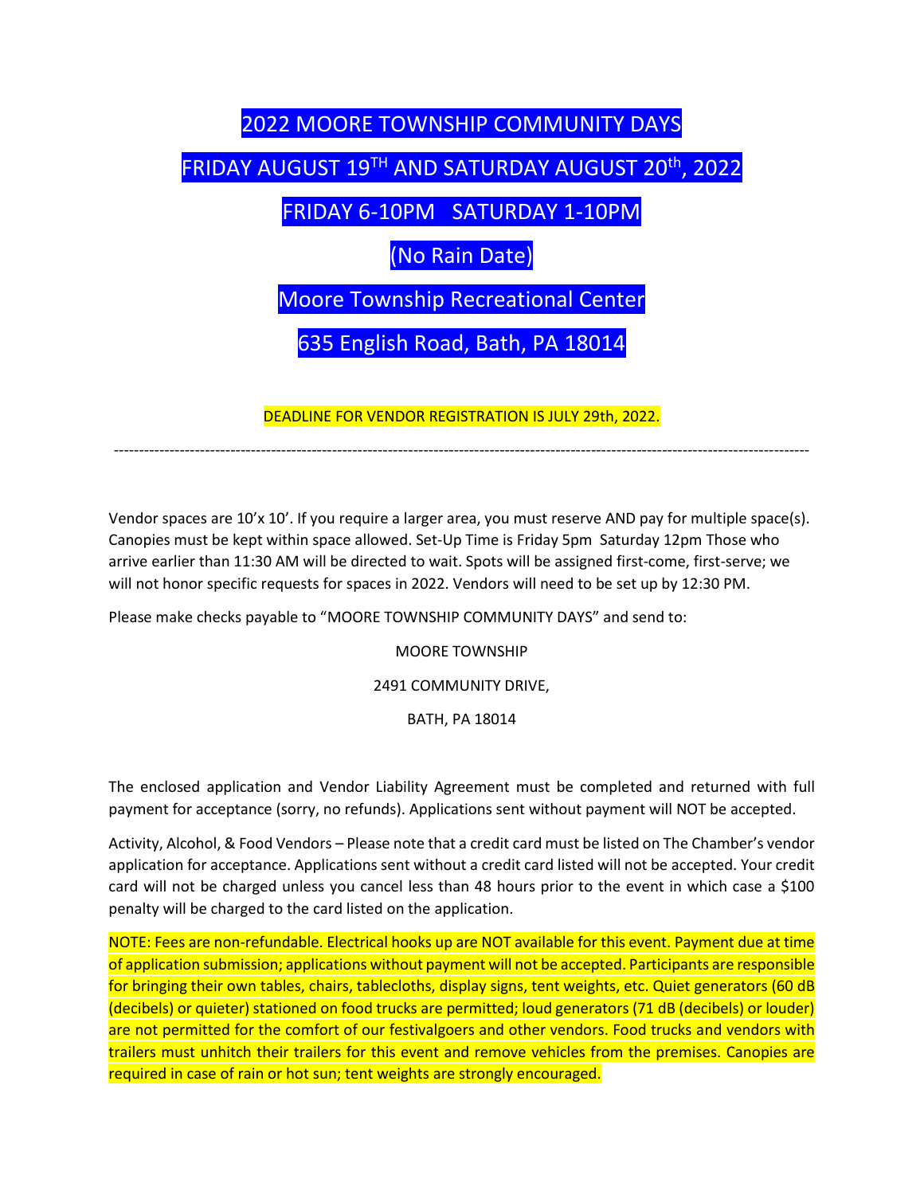# 2022 MOORE TOWNSHIP COMMUNITY DAYS

## FRIDAY AUGUST 19TH AND SATURDAY AUGUST 20th, 2022

## FRIDAY 6-10PM   SATURDAY 1-10PM

## (No Rain Date)

## Moore Township Recreational Center

## 635 English Road, Bath, PA 18014

DEADLINE FOR VENDOR REGISTRATION IS JULY 29th, 2022.

---

Vendor spaces are 10'x 10'. If you require a larger area, you must reserve AND pay for multiple space(s). Canopies must be kept within space allowed. Set-Up Time is Friday 5pm  Saturday 12pm Those who arrive earlier than 11:30 AM will be directed to wait. Spots will be assigned first-come, first-serve; we will not honor specific requests for spaces in 2022. Vendors will need to be set up by 12:30 PM.

Please make checks payable to "MOORE TOWNSHIP COMMUNITY DAYS" and send to:

MOORE TOWNSHIP

2491 COMMUNITY DRIVE,

BATH, PA 18014

The enclosed application and Vendor Liability Agreement must be completed and returned with full payment for acceptance (sorry, no refunds). Applications sent without payment will NOT be accepted.

Activity, Alcohol, & Food Vendors – Please note that a credit card must be listed on The Chamber's vendor application for acceptance. Applications sent without a credit card listed will not be accepted. Your credit card will not be charged unless you cancel less than 48 hours prior to the event in which case a $100 penalty will be charged to the card listed on the application.

NOTE: Fees are non-refundable. Electrical hooks up are NOT available for this event. Payment due at time of application submission; applications without payment will not be accepted. Participants are responsible for bringing their own tables, chairs, tablecloths, display signs, tent weights, etc. Quiet generators (60 dB (decibels) or quieter) stationed on food trucks are permitted; loud generators (71 dB (decibels) or louder) are not permitted for the comfort of our festivalgoers and other vendors. Food trucks and vendors with trailers must unhitch their trailers for this event and remove vehicles from the premises. Canopies are required in case of rain or hot sun; tent weights are strongly encouraged.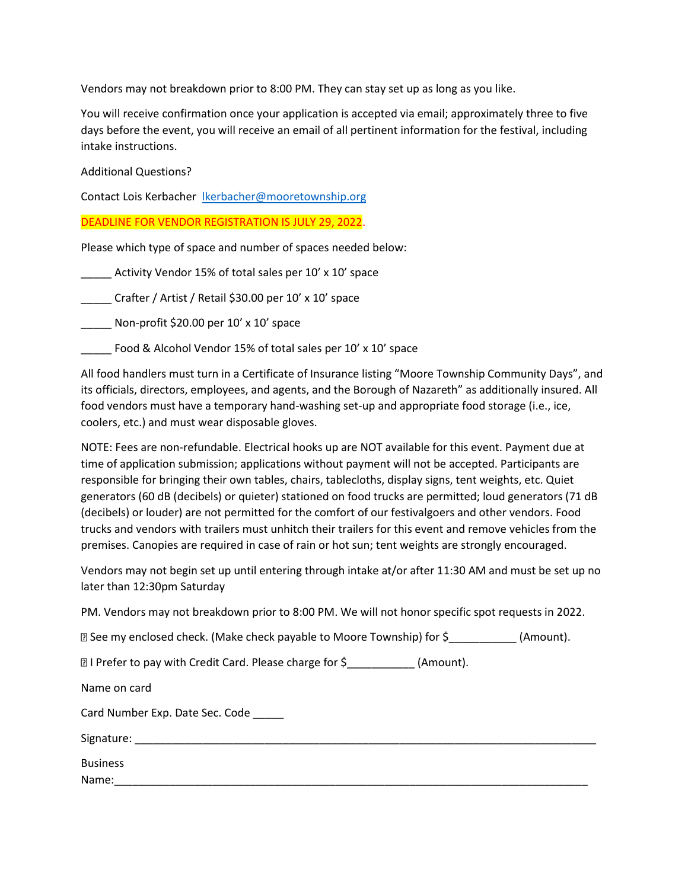Vendors may not breakdown prior to 8:00 PM. They can stay set up as long as you like.

You will receive confirmation once your application is accepted via email; approximately three to five days before the event, you will receive an email of all pertinent information for the festival, including intake instructions.

Additional Questions?

Contact Lois Kerbacher [lkerbacher@mooretownship.org](mailto:lkerbacher@mooretownship.org)

**DEADLINE FOR VENDOR REGISTRATION IS JULY 29, 2022.**

Please which type of space and number of spaces needed below:

_____ Activity Vendor 15% of total sales per 10' x 10' space

_____ Crafter / Artist / Retail $30.00 per 10' x 10' space

_____ Non-profit $20.00 per 10' x 10' space

_____ Food & Alcohol Vendor 15% of total sales per 10' x 10' space

All food handlers must turn in a Certificate of Insurance listing "Moore Township Community Days", and its officials, directors, employees, and agents, and the Borough of Nazareth" as additionally insured. All food vendors must have a temporary hand-washing set-up and appropriate food storage (i.e., ice, coolers, etc.) and must wear disposable gloves.

NOTE: Fees are non-refundable. Electrical hooks up are NOT available for this event. Payment due at time of application submission; applications without payment will not be accepted. Participants are responsible for bringing their own tables, chairs, tablecloths, display signs, tent weights, etc. Quiet generators (60 dB (decibels) or quieter) stationed on food trucks are permitted; loud generators (71 dB (decibels) or louder) are not permitted for the comfort of our festivalgoers and other vendors. Food trucks and vendors with trailers must unhitch their trailers for this event and remove vehicles from the premises. Canopies are required in case of rain or hot sun; tent weights are strongly encouraged.

Vendors may not begin set up until entering through intake at/or after 11:30 AM and must be set up no later than 12:30pm Saturday

PM. Vendors may not breakdown prior to 8:00 PM. We will not honor specific spot requests in 2022.

☐ See my enclosed check. (Make check payable to Moore Township) for $___________ (Amount).

☐ I Prefer to pay with Credit Card. Please charge for $___________ (Amount).

Name on card

Card Number Exp. Date Sec. Code _____

Signature: ______________________________________________________________________________

Business Name:_____________________________________________________________________________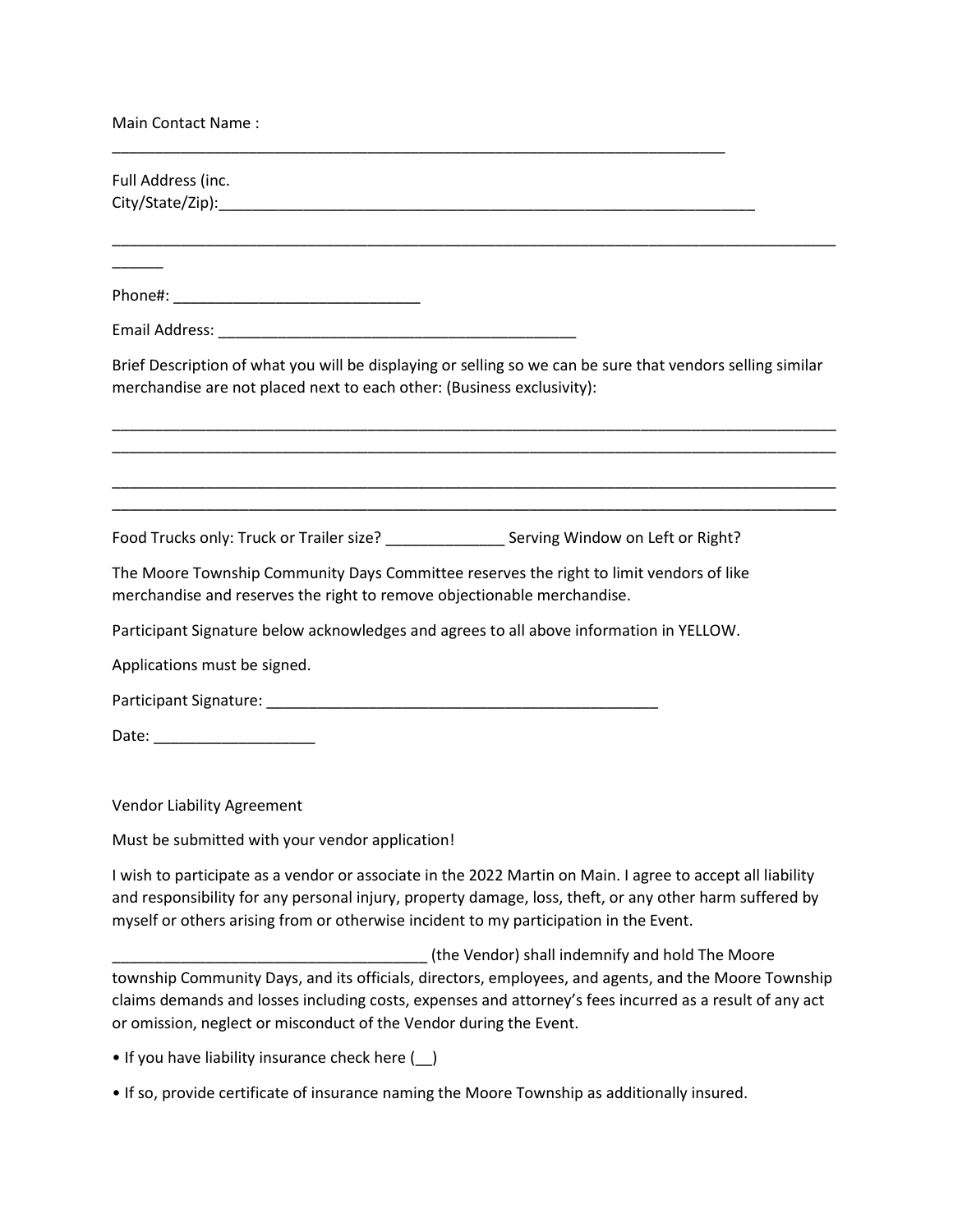Main Contact Name :

_____________________________________________________________________________

Full Address (inc.
City/State/Zip):__________________________________________________________________

__________________________________________________________________________________________

______

Phone#: _____________________________

Email Address: ___________________________________________

Brief Description of what you will be displaying or selling so we can be sure that vendors selling similar merchandise are not placed next to each other: (Business exclusivity):

__________________________________________________________________________________________
__________________________________________________________________________________________

__________________________________________________________________________________________
__________________________________________________________________________________________

Food Trucks only: Truck or Trailer size? ______________ Serving Window on Left or Right?

The Moore Township Community Days Committee reserves the right to limit vendors of like merchandise and reserves the right to remove objectionable merchandise.

Participant Signature below acknowledges and agrees to all above information in YELLOW.

Applications must be signed.

Participant Signature: ________________________________________________

Date: ___________________

Vendor Liability Agreement

Must be submitted with your vendor application!

I wish to participate as a vendor or associate in the 2022 Martin on Main. I agree to accept all liability and responsibility for any personal injury, property damage, loss, theft, or any other harm suffered by myself or others arising from or otherwise incident to my participation in the Event.

_____________________________________ (the Vendor) shall indemnify and hold The Moore township Community Days, and its officials, directors, employees, and agents, and the Moore Township claims demands and losses including costs, expenses and attorney's fees incurred as a result of any act or omission, neglect or misconduct of the Vendor during the Event.

- If you have liability insurance check here (__)
- If so, provide certificate of insurance naming the Moore Township as additionally insured.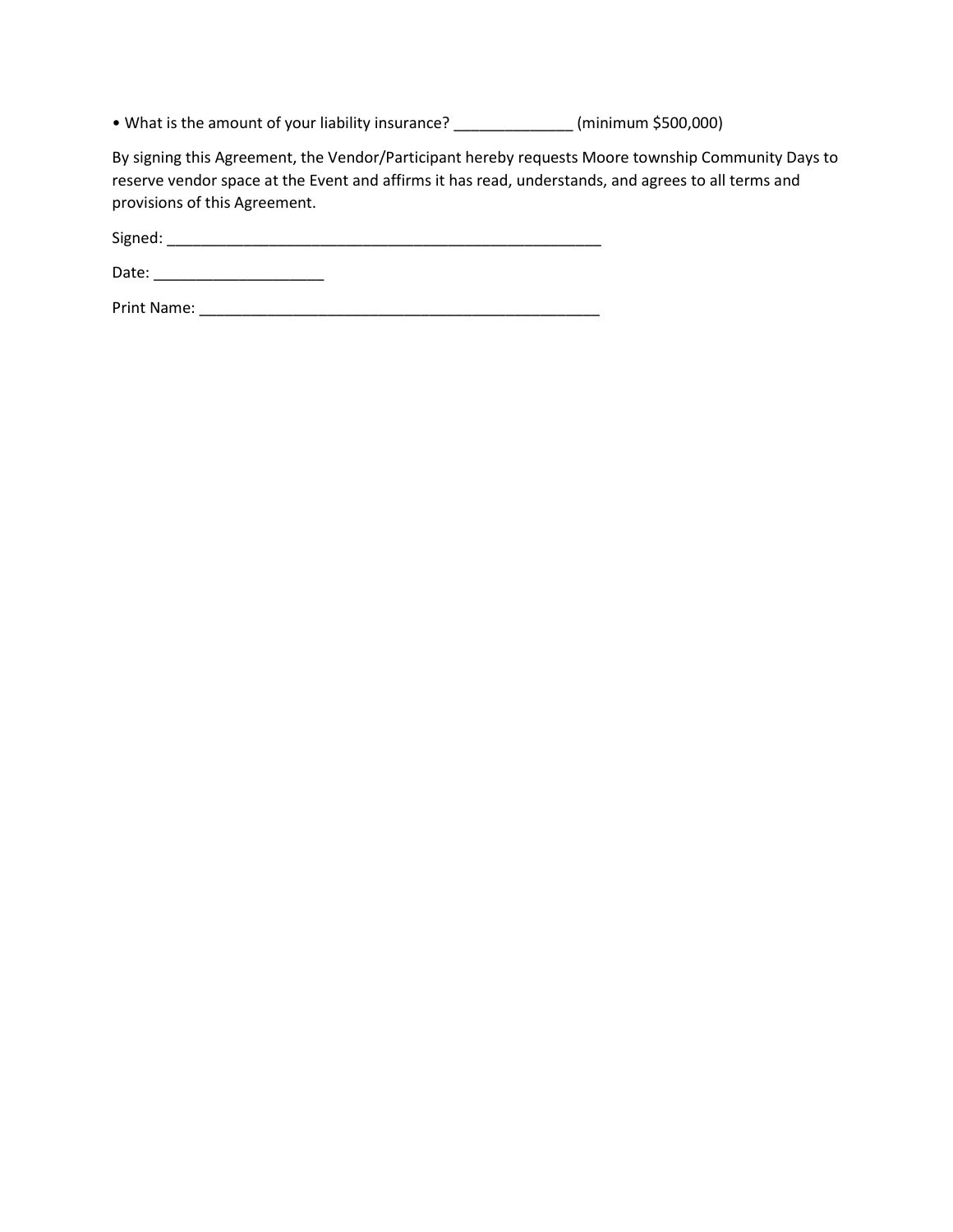• What is the amount of your liability insurance? ______________ (minimum $500,000)

By signing this Agreement, the Vendor/Participant hereby requests Moore township Community Days to reserve vendor space at the Event and affirms it has read, understands, and agrees to all terms and provisions of this Agreement.

Signed: ____________________________________________________

Date: ____________________

Print Name: ________________________________________________